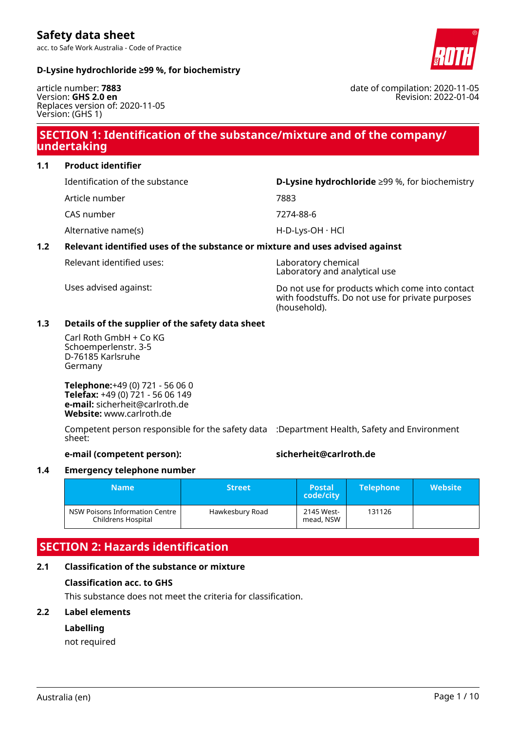# Safety data sheet

acc. to Safe Work Australia - Code of Practice

**D-Lysine hydrochloride ≥99 %, for biochemistry**

article number: **7883**
Version: **GHS 2.0 en**
Replaces version of: 2020-11-05
Version: (GHS 1)

date of compilation: 2020-11-05
Revision: 2022-01-04

## SECTION 1: Identification of the substance/mixture and of the company/undertaking

### 1.1 Product identifier

| | |
|---|---|
| Identification of the substance | **D-Lysine hydrochloride** ≥99 %, for biochemistry |
| Article number | 7883 |
| CAS number | 7274-88-6 |
| Alternative name(s) | H-D-Lys-OH · HCl |

### 1.2 Relevant identified uses of the substance or mixture and uses advised against

| | |
|---|---|
| Relevant identified uses: | Laboratory chemical<br>Laboratory and analytical use |
| Uses advised against: | Do not use for products which come into contact with foodstuffs. Do not use for private purposes (household). |

### 1.3 Details of the supplier of the safety data sheet

Carl Roth GmbH + Co KG
Schoemperlenstr. 3-5
D-76185 Karlsruhe
Germany

**Telephone:**+49 (0) 721 - 56 06 0
**Telefax:** +49 (0) 721 - 56 06 149
**e-mail:** sicherheit@carlroth.de
**Website:** www.carlroth.de

Competent person responsible for the safety data sheet: :Department Health, Safety and Environment

**e-mail (competent person):** **sicherheit@carlroth.de**

### 1.4 Emergency telephone number

| Name | Street | Postal code/city | Telephone | Website |
|---|---|---|---|---|
| NSW Poisons Information Centre Childrens Hospital | Hawkesbury Road | 2145 Westmead, NSW | 131126 | |

## SECTION 2: Hazards identification

### 2.1 Classification of the substance or mixture

**Classification acc. to GHS**

This substance does not meet the criteria for classification.

### 2.2 Label elements

**Labelling**

not required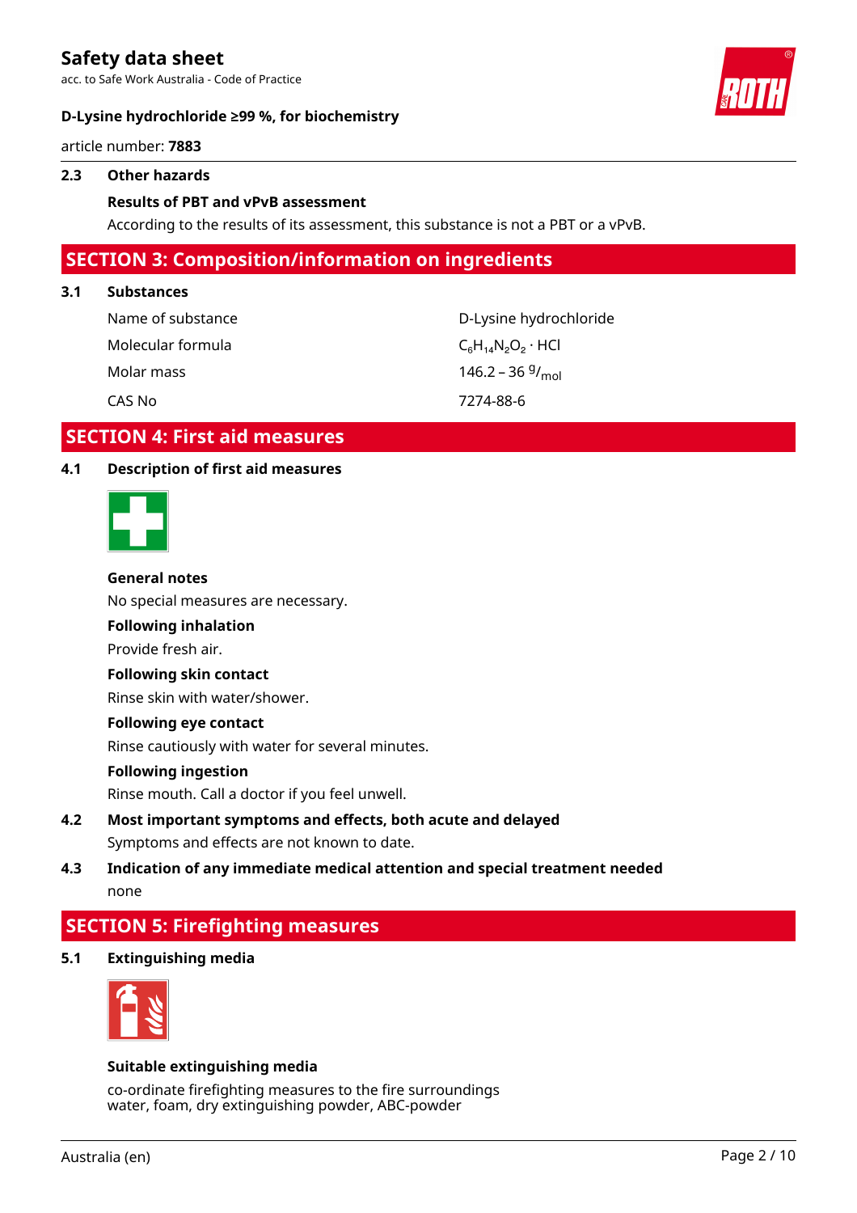### 2.3 Other hazards

**Results of PBT and vPvB assessment**

According to the results of its assessment, this substance is not a PBT or a vPvB.

## SECTION 3: Composition/information on ingredients

### 3.1 Substances

| | |
|---|---|
| Name of substance | D-Lysine hydrochloride |
| Molecular formula | $C_6H_{14}N_2O_2 \cdot HCl$ |
| Molar mass | 146.2 – 36 $^{g}/_{mol}$ |
| CAS No | 7274-88-6 |

## SECTION 4: First aid measures

### 4.1 Description of first aid measures

**General notes**

No special measures are necessary.

**Following inhalation**

Provide fresh air.

**Following skin contact**

Rinse skin with water/shower.

**Following eye contact**

Rinse cautiously with water for several minutes.

**Following ingestion**

Rinse mouth. Call a doctor if you feel unwell.

### 4.2 Most important symptoms and effects, both acute and delayed

Symptoms and effects are not known to date.

### 4.3 Indication of any immediate medical attention and special treatment needed

none

## SECTION 5: Firefighting measures

### 5.1 Extinguishing media

**Suitable extinguishing media**

co-ordinate firefighting measures to the fire surroundings
water, foam, dry extinguishing powder, ABC-powder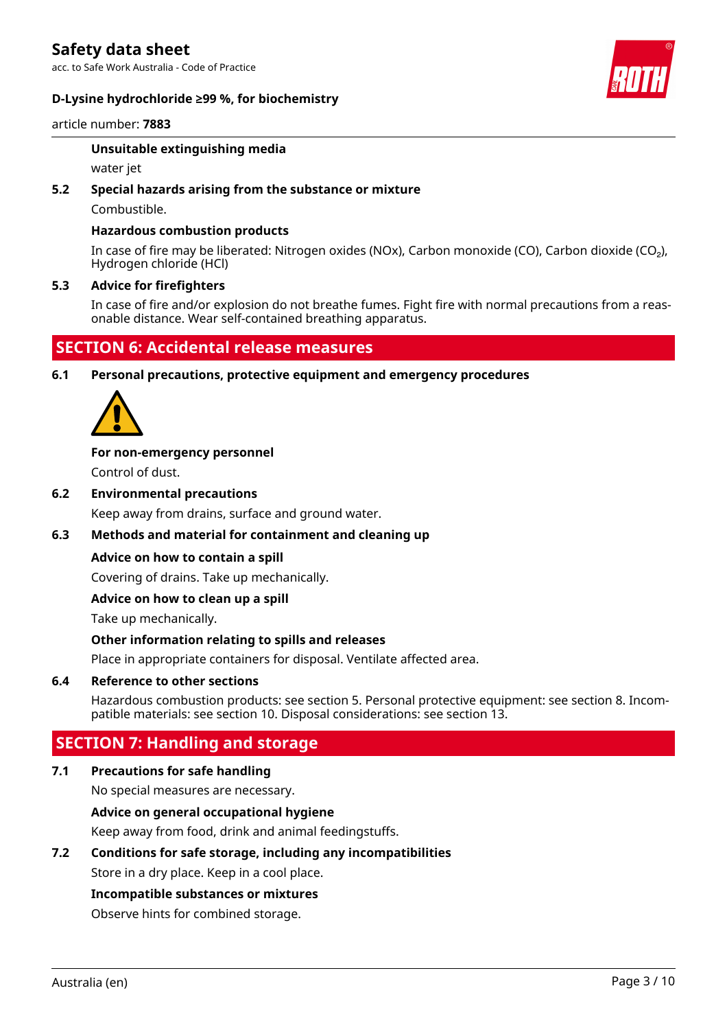**Unsuitable extinguishing media**

water jet

**5.2 Special hazards arising from the substance or mixture**

Combustible.

**Hazardous combustion products**

In case of fire may be liberated: Nitrogen oxides (NOx), Carbon monoxide (CO), Carbon dioxide ($CO_2$), Hydrogen chloride (HCl)

**5.3 Advice for firefighters**

In case of fire and/or explosion do not breathe fumes. Fight fire with normal precautions from a reasonable distance. Wear self-contained breathing apparatus.

## SECTION 6: Accidental release measures

**6.1 Personal precautions, protective equipment and emergency procedures**

**For non-emergency personnel**

Control of dust.

**6.2 Environmental precautions**

Keep away from drains, surface and ground water.

**6.3 Methods and material for containment and cleaning up**

**Advice on how to contain a spill**

Covering of drains. Take up mechanically.

**Advice on how to clean up a spill**

Take up mechanically.

**Other information relating to spills and releases**

Place in appropriate containers for disposal. Ventilate affected area.

**6.4 Reference to other sections**

Hazardous combustion products: see section 5. Personal protective equipment: see section 8. Incompatible materials: see section 10. Disposal considerations: see section 13.

## SECTION 7: Handling and storage

**7.1 Precautions for safe handling**

No special measures are necessary.

**Advice on general occupational hygiene**

Keep away from food, drink and animal feedingstuffs.

**7.2 Conditions for safe storage, including any incompatibilities**

Store in a dry place. Keep in a cool place.

**Incompatible substances or mixtures**

Observe hints for combined storage.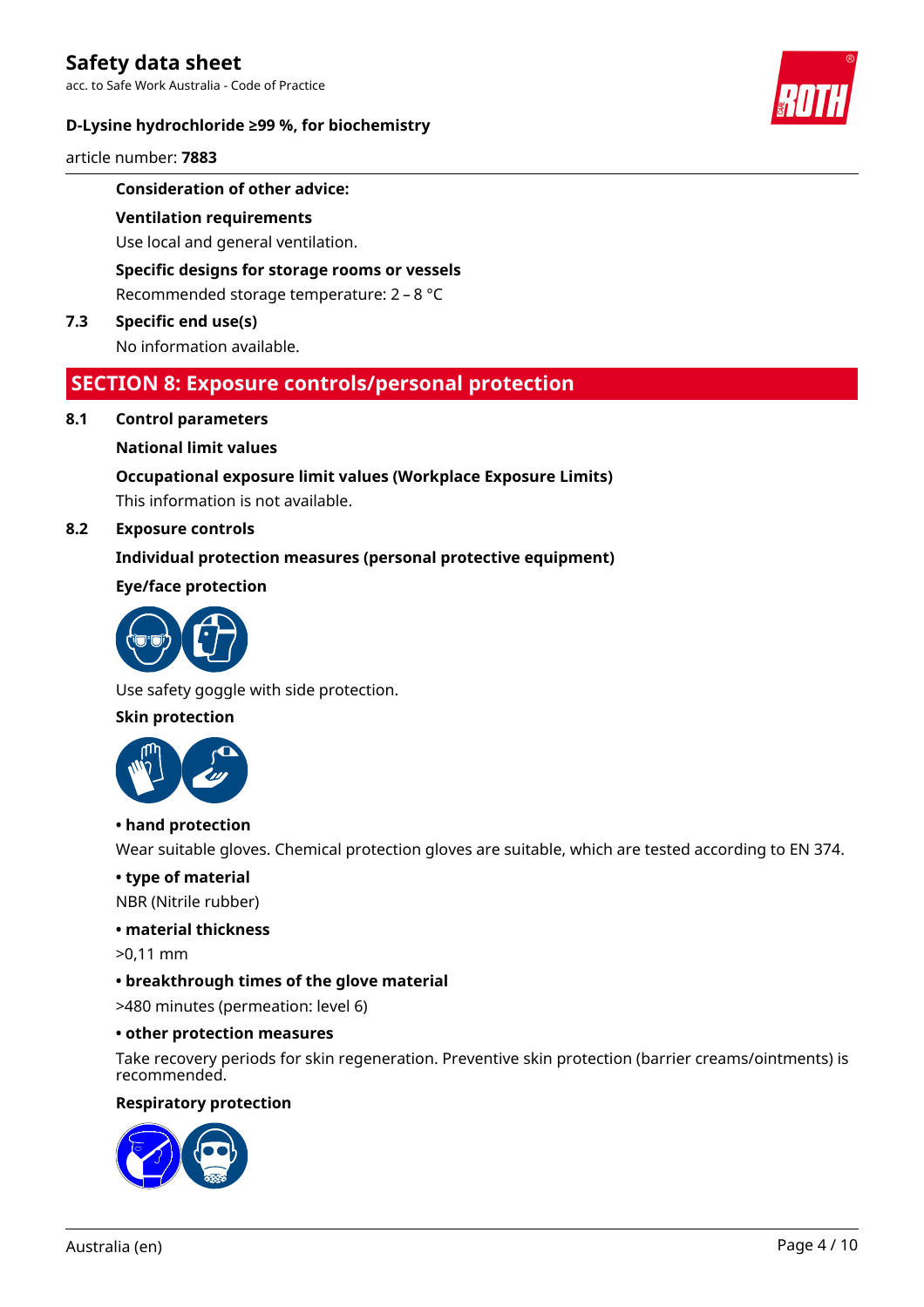**Consideration of other advice:**

**Ventilation requirements**

Use local and general ventilation.

**Specific designs for storage rooms or vessels**

Recommended storage temperature: 2 – 8 °C

**7.3 Specific end use(s)**

No information available.

## SECTION 8: Exposure controls/personal protection

**8.1 Control parameters**

**National limit values**

**Occupational exposure limit values (Workplace Exposure Limits)**

This information is not available.

**8.2 Exposure controls**

**Individual protection measures (personal protective equipment)**

**Eye/face protection**

Use safety goggle with side protection.

**Skin protection**

**• hand protection**

Wear suitable gloves. Chemical protection gloves are suitable, which are tested according to EN 374.

**• type of material**

NBR (Nitrile rubber)

**• material thickness**

>0,11 mm

**• breakthrough times of the glove material**

>480 minutes (permeation: level 6)

**• other protection measures**

Take recovery periods for skin regeneration. Preventive skin protection (barrier creams/ointments) is recommended.

**Respiratory protection**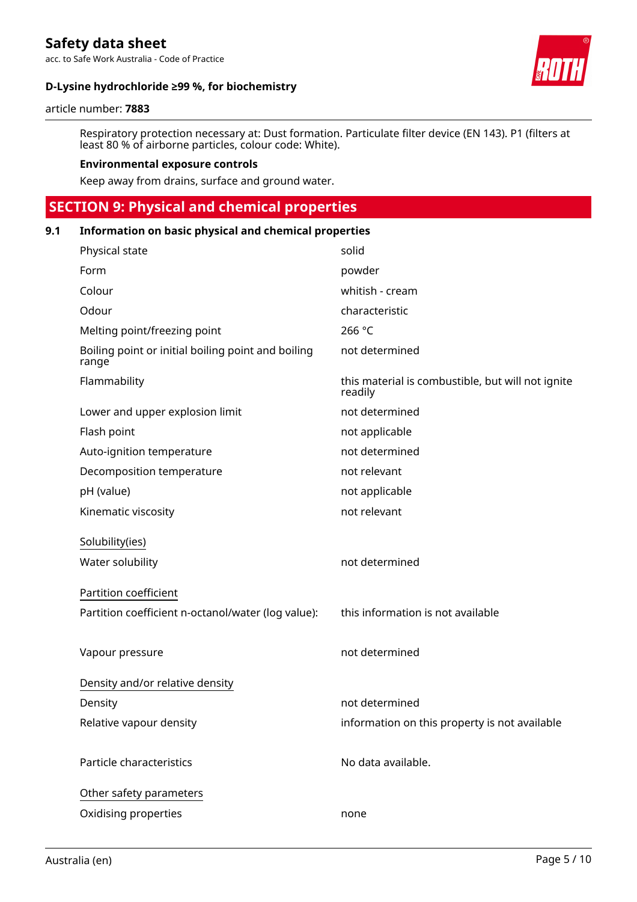Respiratory protection necessary at: Dust formation. Particulate filter device (EN 143). P1 (filters at least 80 % of airborne particles, colour code: White).

**Environmental exposure controls**

Keep away from drains, surface and ground water.

## SECTION 9: Physical and chemical properties

### 9.1 Information on basic physical and chemical properties

| | |
|---|---|
| Physical state | solid |
| Form | powder |
| Colour | whitish - cream |
| Odour | characteristic |
| Melting point/freezing point | 266 °C |
| Boiling point or initial boiling point and boiling range | not determined |
| Flammability | this material is combustible, but will not ignite readily |
| Lower and upper explosion limit | not determined |
| Flash point | not applicable |
| Auto-ignition temperature | not determined |
| Decomposition temperature | not relevant |
| pH (value) | not applicable |
| Kinematic viscosity | not relevant |

Solubility(ies)

| | |
|---|---|
| Water solubility | not determined |

Partition coefficient

| | |
|---|---|
| Partition coefficient n-octanol/water (log value): | this information is not available |
| Vapour pressure | not determined |

Density and/or relative density

| | |
|---|---|
| Density | not determined |
| Relative vapour density | information on this property is not available |
| Particle characteristics | No data available. |

Other safety parameters

| | |
|---|---|
| Oxidising properties | none |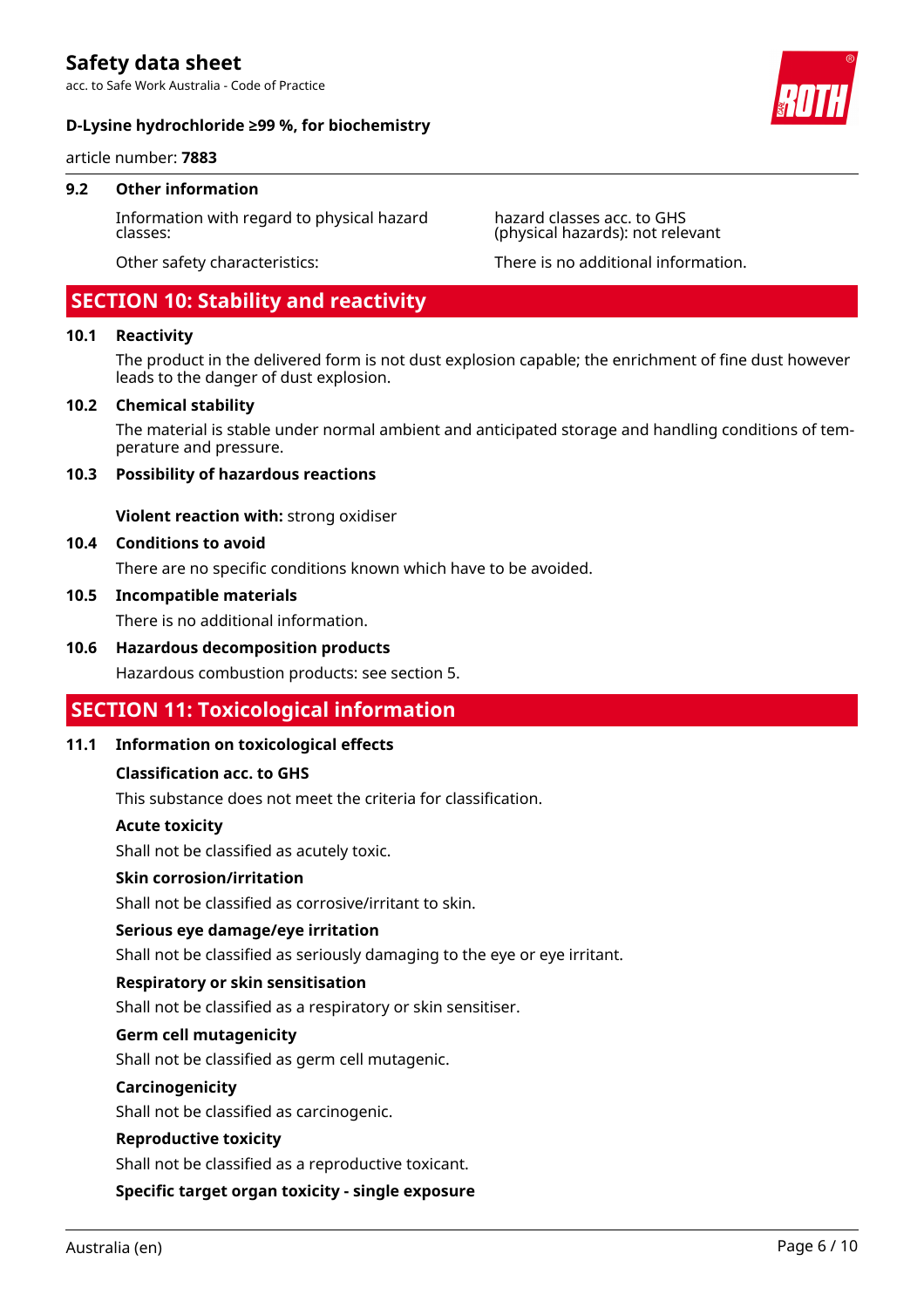### 9.2 Other information

| | |
|---|---|
| Information with regard to physical hazard classes: | hazard classes acc. to GHS (physical hazards): not relevant |
| Other safety characteristics: | There is no additional information. |

## SECTION 10: Stability and reactivity

### 10.1 Reactivity

The product in the delivered form is not dust explosion capable; the enrichment of fine dust however leads to the danger of dust explosion.

### 10.2 Chemical stability

The material is stable under normal ambient and anticipated storage and handling conditions of temperature and pressure.

### 10.3 Possibility of hazardous reactions

**Violent reaction with:** strong oxidiser

### 10.4 Conditions to avoid

There are no specific conditions known which have to be avoided.

### 10.5 Incompatible materials

There is no additional information.

### 10.6 Hazardous decomposition products

Hazardous combustion products: see section 5.

## SECTION 11: Toxicological information

### 11.1 Information on toxicological effects

**Classification acc. to GHS**

This substance does not meet the criteria for classification.

**Acute toxicity**

Shall not be classified as acutely toxic.

**Skin corrosion/irritation**

Shall not be classified as corrosive/irritant to skin.

**Serious eye damage/eye irritation**

Shall not be classified as seriously damaging to the eye or eye irritant.

**Respiratory or skin sensitisation**

Shall not be classified as a respiratory or skin sensitiser.

**Germ cell mutagenicity**

Shall not be classified as germ cell mutagenic.

**Carcinogenicity**

Shall not be classified as carcinogenic.

**Reproductive toxicity**

Shall not be classified as a reproductive toxicant.

**Specific target organ toxicity - single exposure**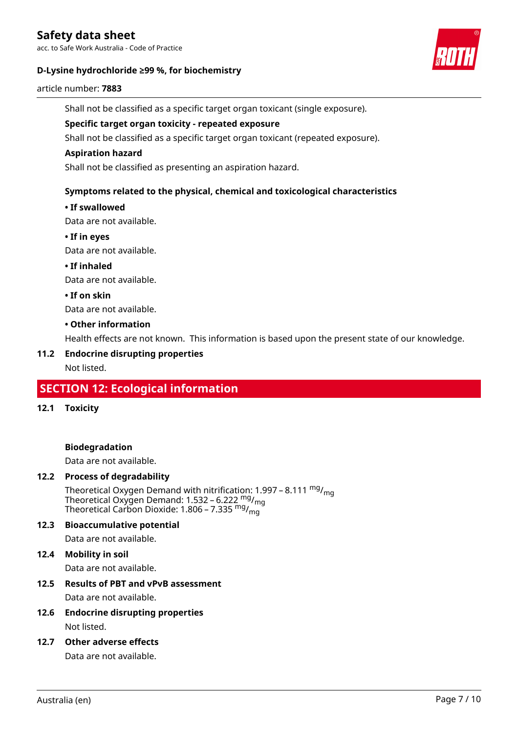Shall not be classified as a specific target organ toxicant (single exposure).

**Specific target organ toxicity - repeated exposure**

Shall not be classified as a specific target organ toxicant (repeated exposure).

**Aspiration hazard**

Shall not be classified as presenting an aspiration hazard.

**Symptoms related to the physical, chemical and toxicological characteristics**

**• If swallowed**

Data are not available.

**• If in eyes**

Data are not available.

**• If inhaled**

Data are not available.

**• If on skin**

Data are not available.

**• Other information**

Health effects are not known. This information is based upon the present state of our knowledge.

### 11.2 Endocrine disrupting properties

Not listed.

## SECTION 12: Ecological information

### 12.1 Toxicity

**Biodegradation**

Data are not available.

### 12.2 Process of degradability

Theoretical Oxygen Demand with nitrification: 1.997 – 8.111 $^{mg}/_{mg}$
Theoretical Oxygen Demand: 1.532 – 6.222 $^{mg}/_{mg}$
Theoretical Carbon Dioxide: 1.806 – 7.335 $^{mg}/_{mg}$

### 12.3 Bioaccumulative potential

Data are not available.

### 12.4 Mobility in soil

Data are not available.

### 12.5 Results of PBT and vPvB assessment

Data are not available.

### 12.6 Endocrine disrupting properties

Not listed.

### 12.7 Other adverse effects

Data are not available.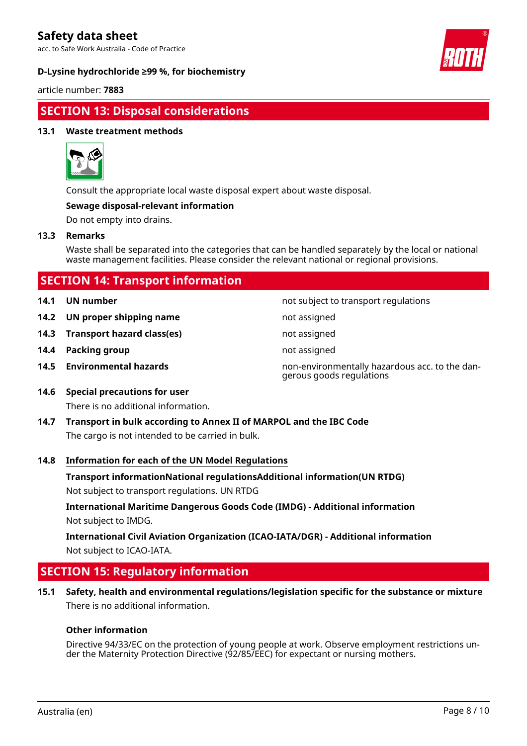## SECTION 13: Disposal considerations

### 13.1 Waste treatment methods

Consult the appropriate local waste disposal expert about waste disposal.

**Sewage disposal-relevant information**

Do not empty into drains.

### 13.3 Remarks

Waste shall be separated into the categories that can be handled separately by the local or national waste management facilities. Please consider the relevant national or regional provisions.

## SECTION 14: Transport information

| | | |
|---|---|---|
| **14.1** | **UN number** | not subject to transport regulations |
| **14.2** | **UN proper shipping name** | not assigned |
| **14.3** | **Transport hazard class(es)** | not assigned |
| **14.4** | **Packing group** | not assigned |
| **14.5** | **Environmental hazards** | non-environmentally hazardous acc. to the dangerous goods regulations |

### 14.6 Special precautions for user

There is no additional information.

### 14.7 Transport in bulk according to Annex II of MARPOL and the IBC Code

The cargo is not intended to be carried in bulk.

### 14.8 Information for each of the UN Model Regulations

**Transport informationNational regulationsAdditional information(UN RTDG)**

Not subject to transport regulations. UN RTDG

**International Maritime Dangerous Goods Code (IMDG) - Additional information**

Not subject to IMDG.

**International Civil Aviation Organization (ICAO-IATA/DGR) - Additional information**

Not subject to ICAO-IATA.

## SECTION 15: Regulatory information

### 15.1 Safety, health and environmental regulations/legislation specific for the substance or mixture

There is no additional information.

**Other information**

Directive 94/33/EC on the protection of young people at work. Observe employment restrictions under the Maternity Protection Directive (92/85/EEC) for expectant or nursing mothers.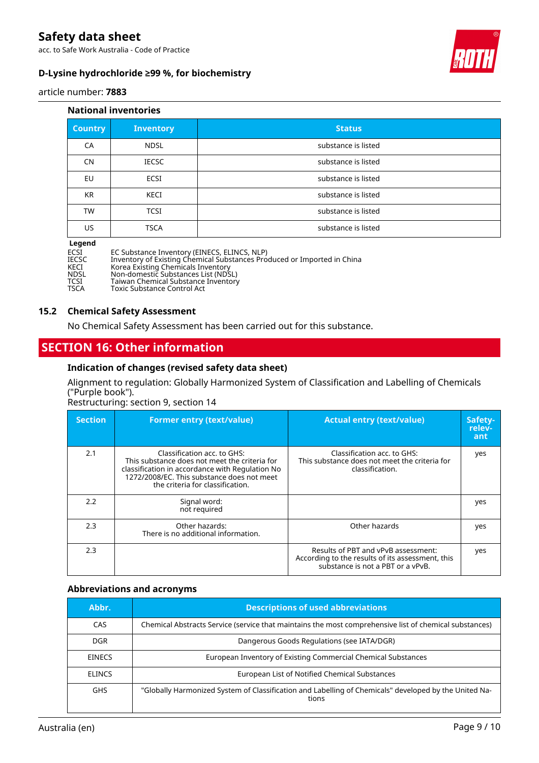### National inventories

| Country | Inventory | Status |
|---|---|---|
| CA | NDSL | substance is listed |
| CN | IECSC | substance is listed |
| EU | ECSI | substance is listed |
| KR | KECI | substance is listed |
| TW | TCSI | substance is listed |
| US | TSCA | substance is listed |

**Legend**

ECSI EC Substance Inventory (EINECS, ELINCS, NLP)
IECSC Inventory of Existing Chemical Substances Produced or Imported in China
KECI Korea Existing Chemicals Inventory
NDSL Non-domestic Substances List (NDSL)
TCSI Taiwan Chemical Substance Inventory
TSCA Toxic Substance Control Act

### 15.2 Chemical Safety Assessment

No Chemical Safety Assessment has been carried out for this substance.

## SECTION 16: Other information

### Indication of changes (revised safety data sheet)

Alignment to regulation: Globally Harmonized System of Classification and Labelling of Chemicals ("Purple book").
Restructuring: section 9, section 14

| Section | Former entry (text/value) | Actual entry (text/value) | Safety-relevant |
|---|---|---|---|
| 2.1 | Classification acc. to GHS: This substance does not meet the criteria for classification in accordance with Regulation No 1272/2008/EC. This substance does not meet the criteria for classification. | Classification acc. to GHS: This substance does not meet the criteria for classification. | yes |
| 2.2 | Signal word: not required | | yes |
| 2.3 | Other hazards: There is no additional information. | Other hazards | yes |
| 2.3 | | Results of PBT and vPvB assessment: According to the results of its assessment, this substance is not a PBT or a vPvB. | yes |

### Abbreviations and acronyms

| Abbr. | Descriptions of used abbreviations |
|---|---|
| CAS | Chemical Abstracts Service (service that maintains the most comprehensive list of chemical substances) |
| DGR | Dangerous Goods Regulations (see IATA/DGR) |
| EINECS | European Inventory of Existing Commercial Chemical Substances |
| ELINCS | European List of Notified Chemical Substances |
| GHS | "Globally Harmonized System of Classification and Labelling of Chemicals" developed by the United Nations |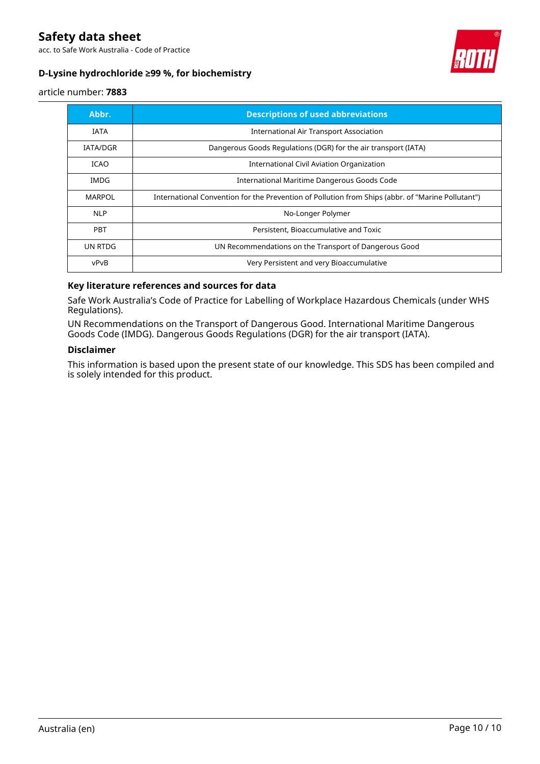| Abbr. | Descriptions of used abbreviations |
|---|---|
| IATA | International Air Transport Association |
| IATA/DGR | Dangerous Goods Regulations (DGR) for the air transport (IATA) |
| ICAO | International Civil Aviation Organization |
| IMDG | International Maritime Dangerous Goods Code |
| MARPOL | International Convention for the Prevention of Pollution from Ships (abbr. of "Marine Pollutant") |
| NLP | No-Longer Polymer |
| PBT | Persistent, Bioaccumulative and Toxic |
| UN RTDG | UN Recommendations on the Transport of Dangerous Good |
| vPvB | Very Persistent and very Bioaccumulative |

### Key literature references and sources for data

Safe Work Australia's Code of Practice for Labelling of Workplace Hazardous Chemicals (under WHS Regulations).

UN Recommendations on the Transport of Dangerous Good. International Maritime Dangerous Goods Code (IMDG). Dangerous Goods Regulations (DGR) for the air transport (IATA).

### Disclaimer

This information is based upon the present state of our knowledge. This SDS has been compiled and is solely intended for this product.